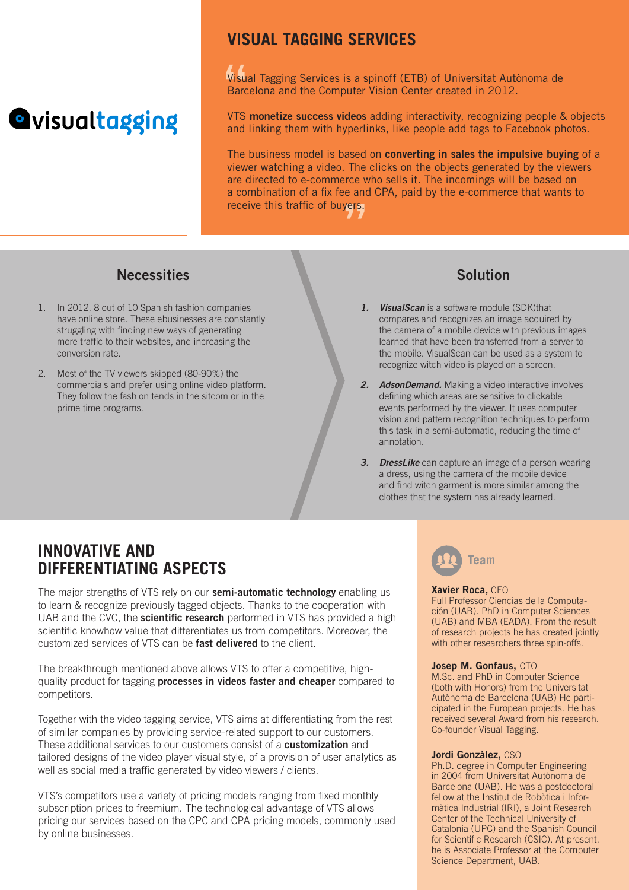visualtagging

# VISUAL TAGGING SERVICES

"Visual Tagging Services is a spinoff (ETB) of Universitat Autònoma de Barcelona and the Computer Vision Center created in 2012.

VTS **monetize success videos** adding interactivity, recognizing people & objects and linking them with hyperlinks, like people add tags to Facebook photos.

The business model is based on **converting in sales the impulsive buying** of a viewer watching a video. The clicks on the objects generated by the viewers are directed to e-commerce who sells it. The incomings will be based on a combination of a fix fee and CPA, paid by the e-commerce that wants to receive this traffic of buyers."

## Necessities

1. In 2012, 8 out of 10 Spanish fashion companies have online store. These ebusinesses are constantly struggling with finding new ways of generating more traffic to their websites, and increasing the conversion rate.
2. Most of the TV viewers skipped (80-90%) the commercials and prefer using online video platform. They follow the fashion tends in the sitcom or in the prime time programs.

## Solution

1. ***VisualScan*** is a software module (SDK)that compares and recognizes an image acquired by the camera of a mobile device with previous images learned that have been transferred from a server to the mobile. VisualScan can be used as a system to recognize witch video is played on a screen.
2. ***AdsonDemand.*** Making a video interactive involves defining which areas are sensitive to clickable events performed by the viewer. It uses computer vision and pattern recognition techniques to perform this task in a semi-automatic, reducing the time of annotation.
3. ***DressLike*** can capture an image of a person wearing a dress, using the camera of the mobile device and find witch garment is more similar among the clothes that the system has already learned.

# INNOVATIVE AND DIFFERENTIATING ASPECTS

The major strengths of VTS rely on our **semi-automatic technology** enabling us to learn & recognize previously tagged objects. Thanks to the cooperation with UAB and the CVC, the **scientific research** performed in VTS has provided a high scientific knowhow value that differentiates us from competitors. Moreover, the customized services of VTS can be **fast delivered** to the client.

The breakthrough mentioned above allows VTS to offer a competitive, high-quality product for tagging **processes in videos faster and cheaper** compared to competitors.

Together with the video tagging service, VTS aims at differentiating from the rest of similar companies by providing service-related support to our customers. These additional services to our customers consist of a **customization** and tailored designs of the video player visual style, of a provision of user analytics as well as social media traffic generated by video viewers / clients.

VTS's competitors use a variety of pricing models ranging from fixed monthly subscription prices to freemium. The technological advantage of VTS allows pricing our services based on the CPC and CPA pricing models, commonly used by online businesses.

## Team

**Xavier Roca,** CEO
Full Professor Ciencias de la Computación (UAB). PhD in Computer Sciences (UAB) and MBA (EADA). From the result of research projects he has created jointly with other researchers three spin-offs.

**Josep M. Gonfaus,** CTO
M.Sc. and PhD in Computer Science (both with Honors) from the Universitat Autònoma de Barcelona (UAB) He participated in the European projects. He has received several Award from his research. Co-founder Visual Tagging.

**Jordi Gonzàlez,** CSO
Ph.D. degree in Computer Engineering in 2004 from Universitat Autònoma de Barcelona (UAB). He was a postdoctoral fellow at the Institut de Robòtica i Informàtica Industrial (IRI), a Joint Research Center of the Technical University of Catalonia (UPC) and the Spanish Council for Scientific Research (CSIC). At present, he is Associate Professor at the Computer Science Department, UAB.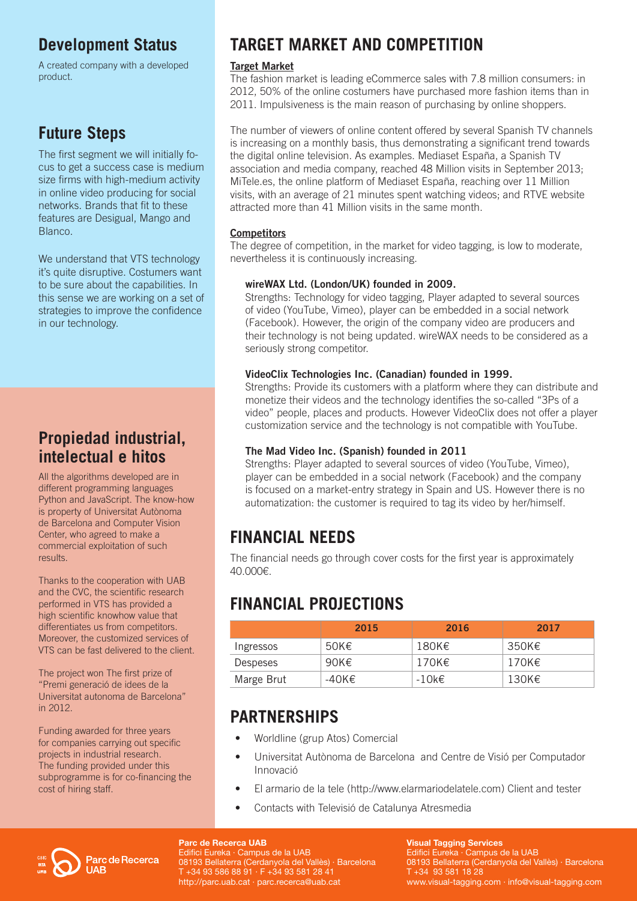## Development Status

A created company with a developed product.

## Future Steps

The first segment we will initially focus to get a success case is medium size firms with high-medium activity in online video producing for social networks. Brands that fit to these features are Desigual, Mango and Blanco.

We understand that VTS technology it's quite disruptive. Costumers want to be sure about the capabilities. In this sense we are working on a set of strategies to improve the confidence in our technology.

## Propiedad industrial, intelectual e hitos

All the algorithms developed are in different programming languages Python and JavaScript. The know-how is property of Universitat Autònoma de Barcelona and Computer Vision Center, who agreed to make a commercial exploitation of such results.

Thanks to the cooperation with UAB and the CVC, the scientific research performed in VTS has provided a high scientific knowhow value that differentiates us from competitors. Moreover, the customized services of VTS can be fast delivered to the client.

The project won The first prize of "Premi generació de idees de la Universitat autonoma de Barcelona" in 2012.

Funding awarded for three years for companies carrying out specific projects in industrial research. The funding provided under this subprogramme is for co-financing the cost of hiring staff.

## TARGET MARKET AND COMPETITION

**Target Market**

The fashion market is leading eCommerce sales with 7.8 million consumers: in 2012, 50% of the online costumers have purchased more fashion items than in 2011. Impulsiveness is the main reason of purchasing by online shoppers.

The number of viewers of online content offered by several Spanish TV channels is increasing on a monthly basis, thus demonstrating a significant trend towards the digital online television. As examples. Mediaset España, a Spanish TV association and media company, reached 48 Million visits in September 2013; MiTele.es, the online platform of Mediaset España, reaching over 11 Million visits, with an average of 21 minutes spent watching videos; and RTVE website attracted more than 41 Million visits in the same month.

**Competitors**

The degree of competition, in the market for video tagging, is low to moderate, nevertheless it is continuously increasing.

**wireWAX Ltd. (London/UK) founded in 2009.**

Strengths: Technology for video tagging, Player adapted to several sources of video (YouTube, Vimeo), player can be embedded in a social network (Facebook). However, the origin of the company video are producers and their technology is not being updated. wireWAX needs to be considered as a seriously strong competitor.

**VideoClix Technologies Inc. (Canadian) founded in 1999.**

Strengths: Provide its customers with a platform where they can distribute and monetize their videos and the technology identifies the so-called "3Ps of a video" people, places and products. However VideoClix does not offer a player customization service and the technology is not compatible with YouTube.

**The Mad Video Inc. (Spanish) founded in 2011**

Strengths: Player adapted to several sources of video (YouTube, Vimeo), player can be embedded in a social network (Facebook) and the company is focused on a market-entry strategy in Spain and US. However there is no automatization: the customer is required to tag its video by her/himself.

## FINANCIAL NEEDS

The financial needs go through cover costs for the first year is approximately 40.000€.

## FINANCIAL PROJECTIONS

| | 2015 | 2016 | 2017 |
|---|---|---|---|
| Ingressos | 50K€ | 180K€ | 350K€ |
| Despeses | 90K€ | 170K€ | 170K€ |
| Marge Brut | -40K€ | -10k€ | 130K€ |

## PARTNERSHIPS

- Worldline (grup Atos) Comercial
- Universitat Autònoma de Barcelona and Centre de Visió per Computador Innovació
- El armario de la tele (http://www.elarmariodelatele.com) Client and tester
- Contacts with Televisió de Catalunya Atresmedia

**Parc de Recerca UAB**
Edifici Eureka · Campus de la UAB
08193 Bellaterra (Cerdanyola del Vallès) · Barcelona
T +34 93 586 88 91 · F +34 93 581 28 41
http://parc.uab.cat · parc.recerca@uab.cat

**Visual Tagging Services**
Edifici Eureka · Campus de la UAB
08193 Bellaterra (Cerdanyola del Vallès) · Barcelona
T +34 93 581 18 28
www.visual-tagging.com · info@visual-tagging.com